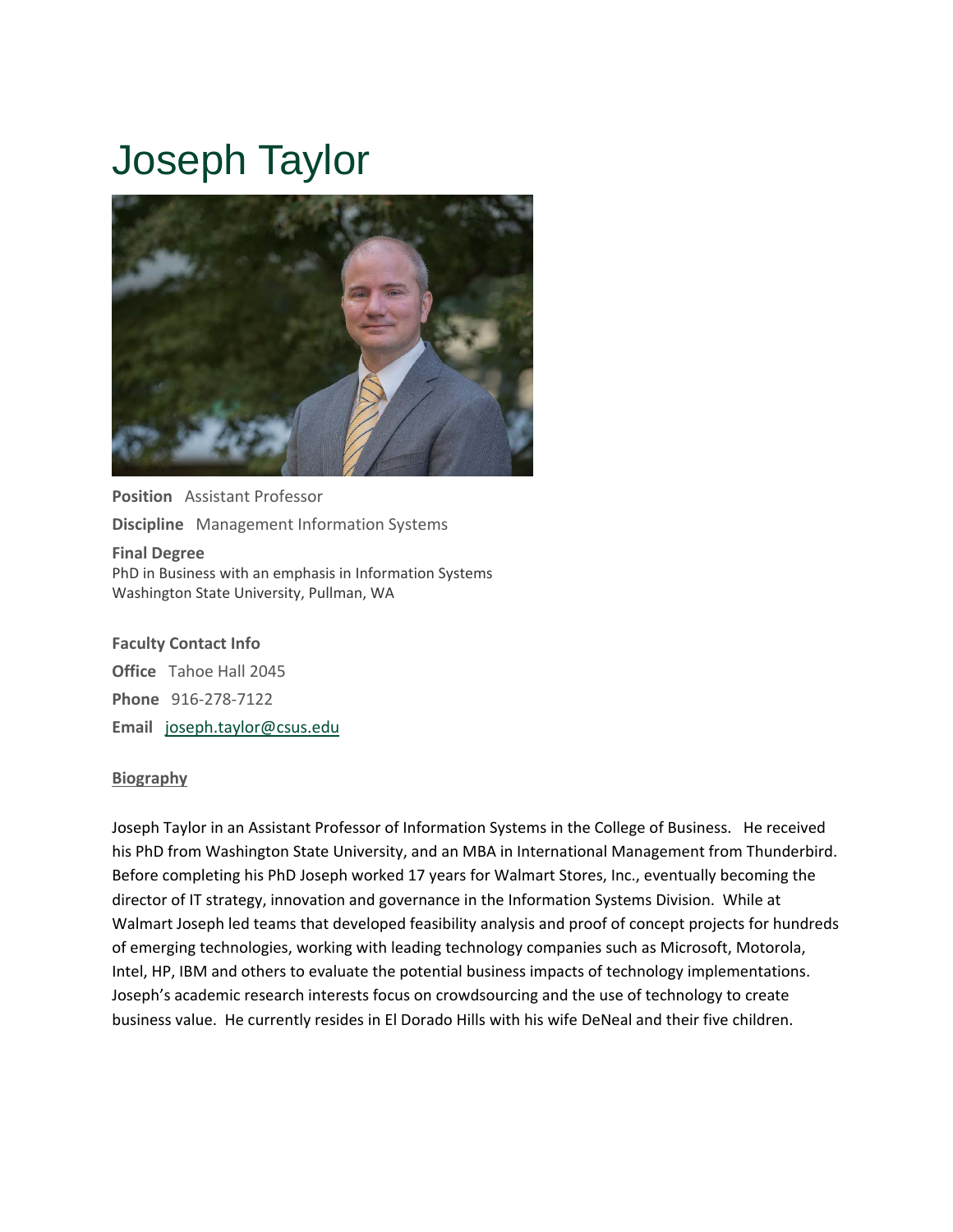# Joseph Taylor

**Position** Assistant Professor

**Discipline** Management Information Systems

**Final Degree**
PhD in Business with an emphasis in Information Systems
Washington State University, Pullman, WA

**Faculty Contact Info**

**Office** Tahoe Hall 2045

**Phone** 916-278-7122

**Email** joseph.taylor@csus.edu

**Biography**

Joseph Taylor in an Assistant Professor of Information Systems in the College of Business. He received his PhD from Washington State University, and an MBA in International Management from Thunderbird. Before completing his PhD Joseph worked 17 years for Walmart Stores, Inc., eventually becoming the director of IT strategy, innovation and governance in the Information Systems Division. While at Walmart Joseph led teams that developed feasibility analysis and proof of concept projects for hundreds of emerging technologies, working with leading technology companies such as Microsoft, Motorola, Intel, HP, IBM and others to evaluate the potential business impacts of technology implementations. Joseph's academic research interests focus on crowdsourcing and the use of technology to create business value. He currently resides in El Dorado Hills with his wife DeNeal and their five children.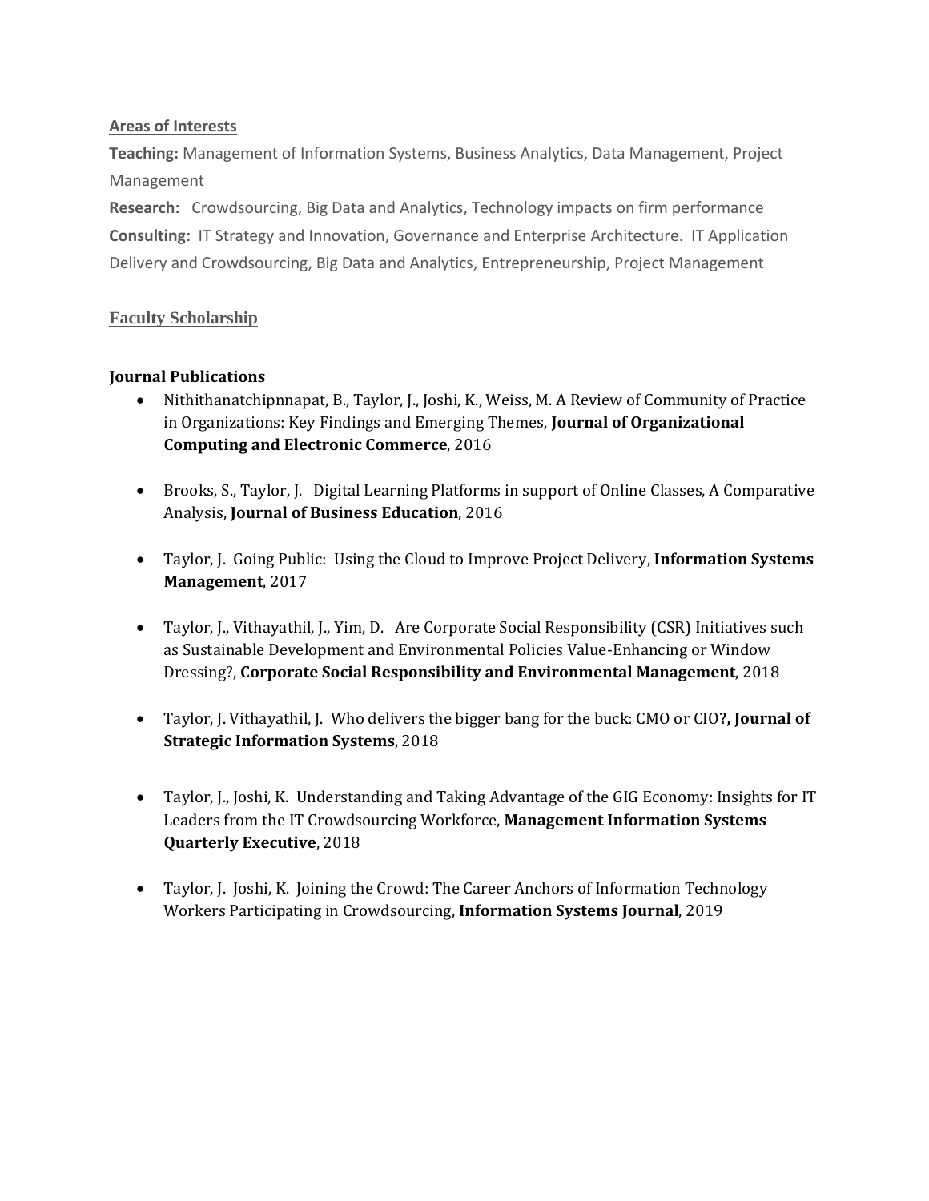## Areas of Interests

**Teaching:** Management of Information Systems, Business Analytics, Data Management, Project Management

**Research:** Crowdsourcing, Big Data and Analytics, Technology impacts on firm performance

**Consulting:** IT Strategy and Innovation, Governance and Enterprise Architecture. IT Application Delivery and Crowdsourcing, Big Data and Analytics, Entrepreneurship, Project Management

## Faculty Scholarship

### Journal Publications

- Nithithanatchipnnapat, B., Taylor, J., Joshi, K., Weiss, M. A Review of Community of Practice in Organizations: Key Findings and Emerging Themes, **Journal of Organizational Computing and Electronic Commerce**, 2016

- Brooks, S., Taylor, J. Digital Learning Platforms in support of Online Classes, A Comparative Analysis, **Journal of Business Education**, 2016

- Taylor, J. Going Public: Using the Cloud to Improve Project Delivery, **Information Systems Management**, 2017

- Taylor, J., Vithayathil, J., Yim, D. Are Corporate Social Responsibility (CSR) Initiatives such as Sustainable Development and Environmental Policies Value-Enhancing or Window Dressing?, **Corporate Social Responsibility and Environmental Management**, 2018

- Taylor, J. Vithayathil, J. Who delivers the bigger bang for the buck: CMO or CIO**?, Journal of Strategic Information Systems**, 2018

- Taylor, J., Joshi, K. Understanding and Taking Advantage of the GIG Economy: Insights for IT Leaders from the IT Crowdsourcing Workforce, **Management Information Systems Quarterly Executive**, 2018

- Taylor, J. Joshi, K. Joining the Crowd: The Career Anchors of Information Technology Workers Participating in Crowdsourcing, **Information Systems Journal**, 2019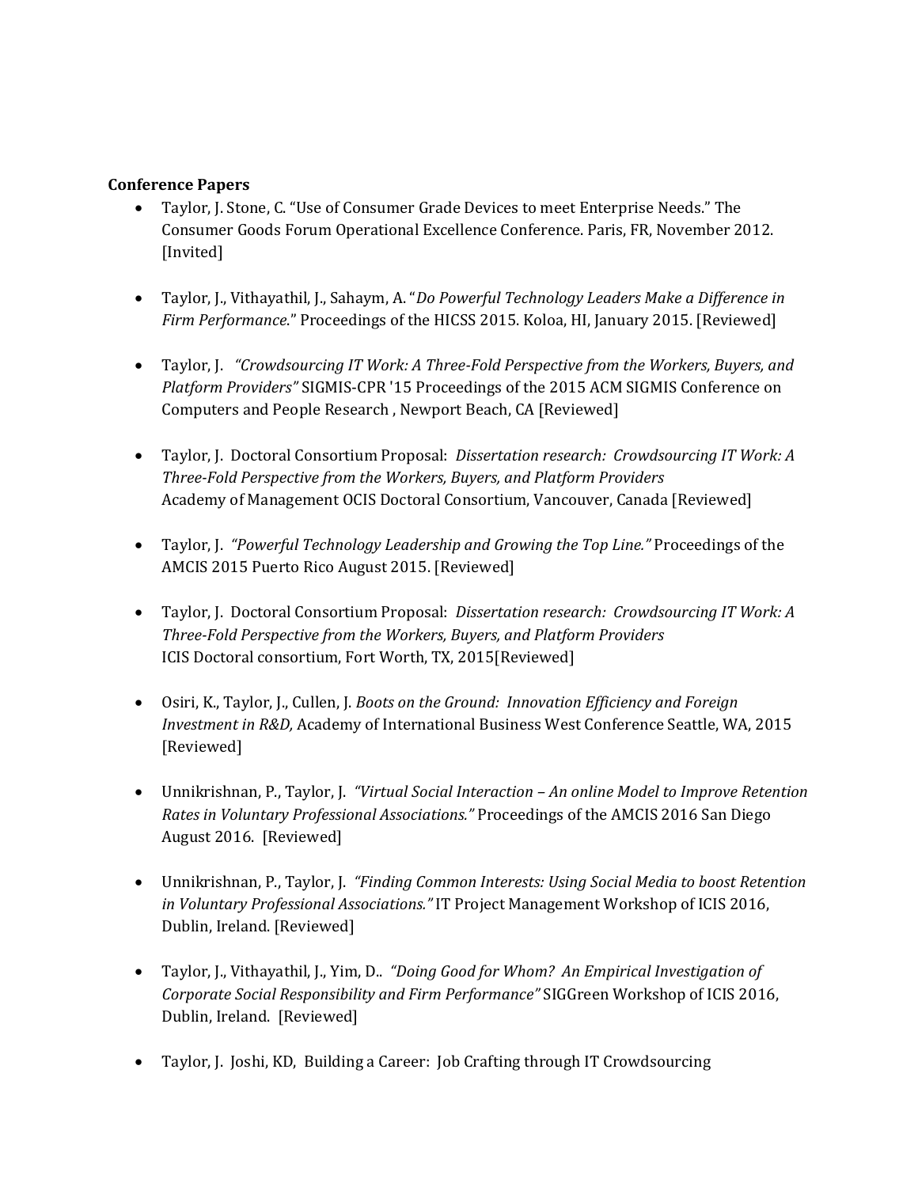**Conference Papers**

- Taylor, J. Stone, C. "Use of Consumer Grade Devices to meet Enterprise Needs." The Consumer Goods Forum Operational Excellence Conference. Paris, FR, November 2012. [Invited]

- Taylor, J., Vithayathil, J., Sahaym, A. "*Do Powerful Technology Leaders Make a Difference in Firm Performance*." Proceedings of the HICSS 2015. Koloa, HI, January 2015. [Reviewed]

- Taylor, J. *"Crowdsourcing IT Work: A Three-Fold Perspective from the Workers, Buyers, and Platform Providers"* SIGMIS-CPR '15 Proceedings of the 2015 ACM SIGMIS Conference on Computers and People Research , Newport Beach, CA [Reviewed]

- Taylor, J. Doctoral Consortium Proposal: *Dissertation research: Crowdsourcing IT Work: A Three-Fold Perspective from the Workers, Buyers, and Platform Providers* Academy of Management OCIS Doctoral Consortium, Vancouver, Canada [Reviewed]

- Taylor, J. *"Powerful Technology Leadership and Growing the Top Line."* Proceedings of the AMCIS 2015 Puerto Rico August 2015. [Reviewed]

- Taylor, J. Doctoral Consortium Proposal: *Dissertation research: Crowdsourcing IT Work: A Three-Fold Perspective from the Workers, Buyers, and Platform Providers* ICIS Doctoral consortium, Fort Worth, TX, 2015[Reviewed]

- Osiri, K., Taylor, J., Cullen, J. *Boots on the Ground: Innovation Efficiency and Foreign Investment in R&D,* Academy of International Business West Conference Seattle, WA, 2015 [Reviewed]

- Unnikrishnan, P., Taylor, J. *"Virtual Social Interaction – An online Model to Improve Retention Rates in Voluntary Professional Associations."* Proceedings of the AMCIS 2016 San Diego August 2016. [Reviewed]

- Unnikrishnan, P., Taylor, J. *"Finding Common Interests: Using Social Media to boost Retention in Voluntary Professional Associations."* IT Project Management Workshop of ICIS 2016, Dublin, Ireland. [Reviewed]

- Taylor, J., Vithayathil, J., Yim, D.. *"Doing Good for Whom? An Empirical Investigation of Corporate Social Responsibility and Firm Performance"* SIGGreen Workshop of ICIS 2016, Dublin, Ireland. [Reviewed]

- Taylor, J. Joshi, KD, Building a Career: Job Crafting through IT Crowdsourcing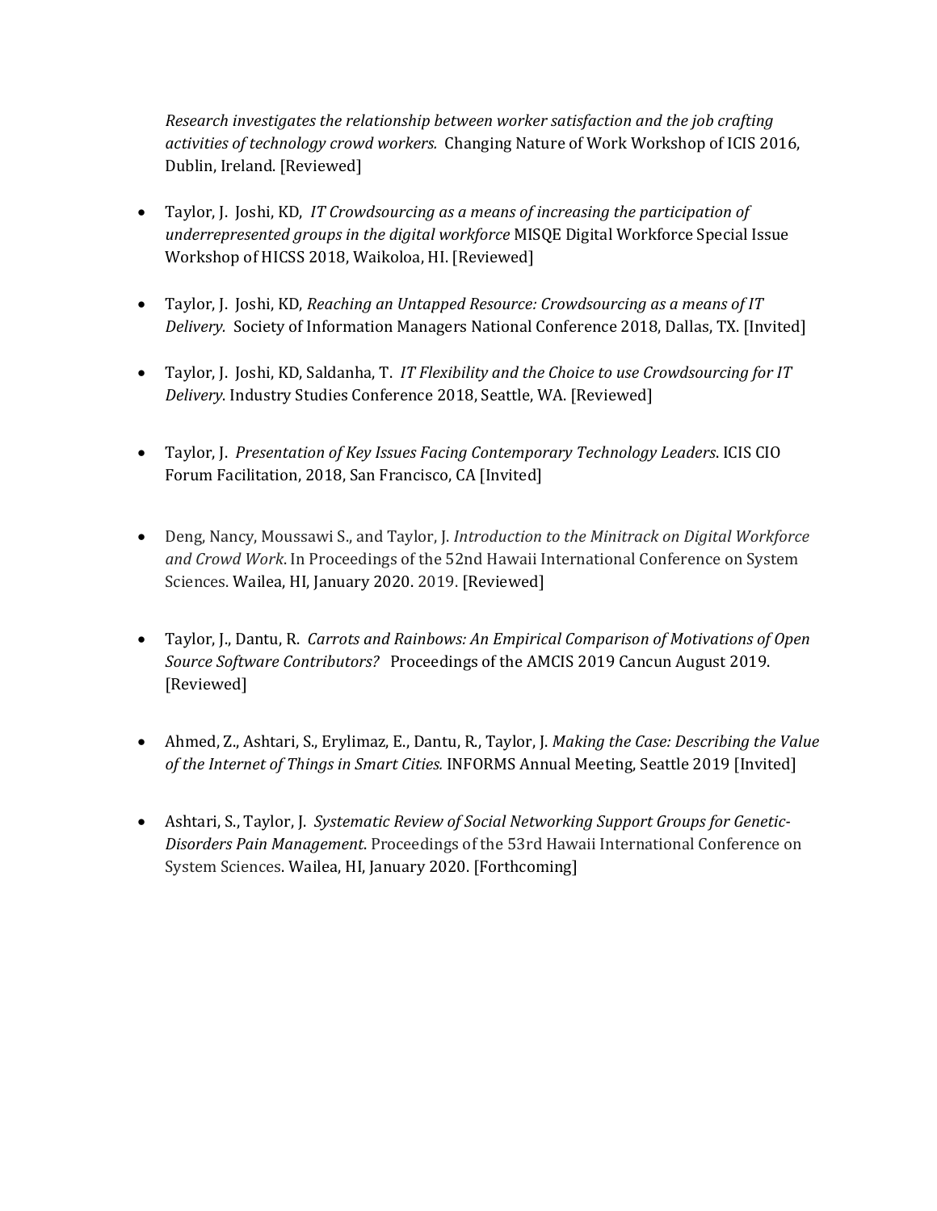*Research investigates the relationship between worker satisfaction and the job crafting activities of technology crowd workers.* Changing Nature of Work Workshop of ICIS 2016, Dublin, Ireland. [Reviewed]

- Taylor, J. Joshi, KD, *IT Crowdsourcing as a means of increasing the participation of underrepresented groups in the digital workforce* MISQE Digital Workforce Special Issue Workshop of HICSS 2018, Waikoloa, HI. [Reviewed]

- Taylor, J. Joshi, KD, *Reaching an Untapped Resource: Crowdsourcing as a means of IT Delivery*. Society of Information Managers National Conference 2018, Dallas, TX. [Invited]

- Taylor, J. Joshi, KD, Saldanha, T. *IT Flexibility and the Choice to use Crowdsourcing for IT Delivery*. Industry Studies Conference 2018, Seattle, WA. [Reviewed]

- Taylor, J. *Presentation of Key Issues Facing Contemporary Technology Leaders*. ICIS CIO Forum Facilitation, 2018, San Francisco, CA [Invited]

- Deng, Nancy, Moussawi S., and Taylor, J. *Introduction to the Minitrack on Digital Workforce and Crowd Work*. In Proceedings of the 52nd Hawaii International Conference on System Sciences. Wailea, HI, January 2020. 2019. [Reviewed]

- Taylor, J., Dantu, R. *Carrots and Rainbows: An Empirical Comparison of Motivations of Open Source Software Contributors?* Proceedings of the AMCIS 2019 Cancun August 2019. [Reviewed]

- Ahmed, Z., Ashtari, S., Erylimaz, E., Dantu, R., Taylor, J. *Making the Case: Describing the Value of the Internet of Things in Smart Cities.* INFORMS Annual Meeting, Seattle 2019 [Invited]

- Ashtari, S., Taylor, J. *Systematic Review of Social Networking Support Groups for Genetic-Disorders Pain Management*. Proceedings of the 53rd Hawaii International Conference on System Sciences. Wailea, HI, January 2020. [Forthcoming]